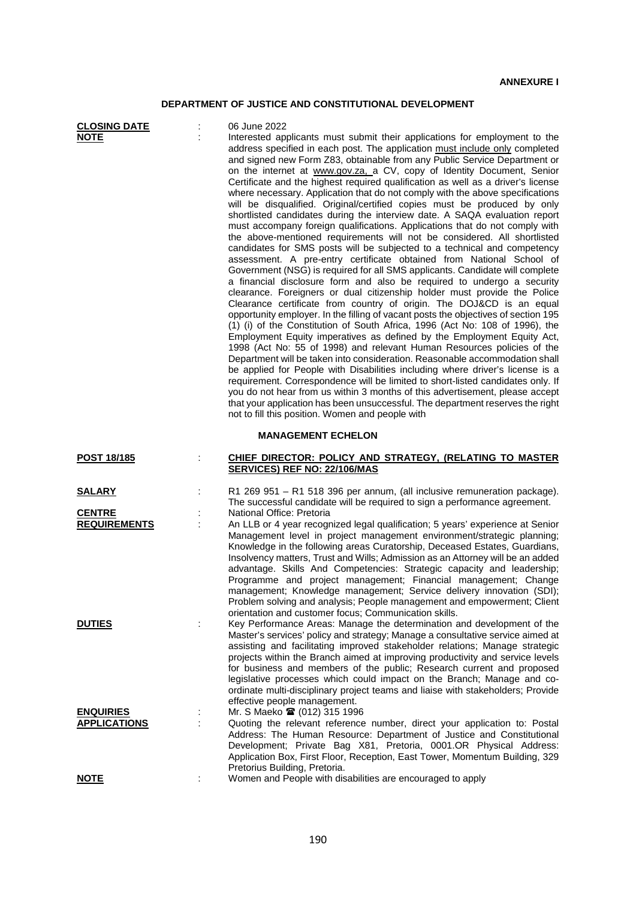**ANNEXURE I**

## DEPARTMENT OF JUSTICE AND CONSTITUTIONAL DEVELOPMENT

**CLOSING DATE** : 06 June 2022

**NOTE** : Interested applicants must submit their applications for employment to the address specified in each post. The application must include only completed and signed new Form Z83, obtainable from any Public Service Department or on the internet at www.gov.za, a CV, copy of Identity Document, Senior Certificate and the highest required qualification as well as a driver's license where necessary. Application that do not comply with the above specifications will be disqualified. Original/certified copies must be produced by only shortlisted candidates during the interview date. A SAQA evaluation report must accompany foreign qualifications. Applications that do not comply with the above-mentioned requirements will not be considered. All shortlisted candidates for SMS posts will be subjected to a technical and competency assessment. A pre-entry certificate obtained from National School of Government (NSG) is required for all SMS applicants. Candidate will complete a financial disclosure form and also be required to undergo a security clearance. Foreigners or dual citizenship holder must provide the Police Clearance certificate from country of origin. The DOJ&CD is an equal opportunity employer. In the filling of vacant posts the objectives of section 195 (1) (i) of the Constitution of South Africa, 1996 (Act No: 108 of 1996), the Employment Equity imperatives as defined by the Employment Equity Act, 1998 (Act No: 55 of 1998) and relevant Human Resources policies of the Department will be taken into consideration. Reasonable accommodation shall be applied for People with Disabilities including where driver's license is a requirement. Correspondence will be limited to short-listed candidates only. If you do not hear from us within 3 months of this advertisement, please accept that your application has been unsuccessful. The department reserves the right not to fill this position. Women and people with

### MANAGEMENT ECHELON

**POST 18/185** : **CHIEF DIRECTOR: POLICY AND STRATEGY, (RELATING TO MASTER SERVICES) REF NO: 22/106/MAS**

**SALARY** : R1 269 951 – R1 518 396 per annum, (all inclusive remuneration package). The successful candidate will be required to sign a performance agreement.

**CENTRE** : National Office: Pretoria

**REQUIREMENTS** : An LLB or 4 year recognized legal qualification; 5 years' experience at Senior Management level in project management environment/strategic planning; Knowledge in the following areas Curatorship, Deceased Estates, Guardians, Insolvency matters, Trust and Wills; Admission as an Attorney will be an added advantage. Skills And Competencies: Strategic capacity and leadership; Programme and project management; Financial management; Change management; Knowledge management; Service delivery innovation (SDI); Problem solving and analysis; People management and empowerment; Client orientation and customer focus; Communication skills.

**DUTIES** : Key Performance Areas: Manage the determination and development of the Master's services' policy and strategy; Manage a consultative service aimed at assisting and facilitating improved stakeholder relations; Manage strategic projects within the Branch aimed at improving productivity and service levels for business and members of the public; Research current and proposed legislative processes which could impact on the Branch; Manage and co-ordinate multi-disciplinary project teams and liaise with stakeholders; Provide effective people management.

**ENQUIRIES** : Mr. S Maeko ☎ (012) 315 1996

**APPLICATIONS** : Quoting the relevant reference number, direct your application to: Postal Address: The Human Resource: Department of Justice and Constitutional Development; Private Bag X81, Pretoria, 0001.OR Physical Address: Application Box, First Floor, Reception, East Tower, Momentum Building, 329 Pretorius Building, Pretoria.

**NOTE** : Women and People with disabilities are encouraged to apply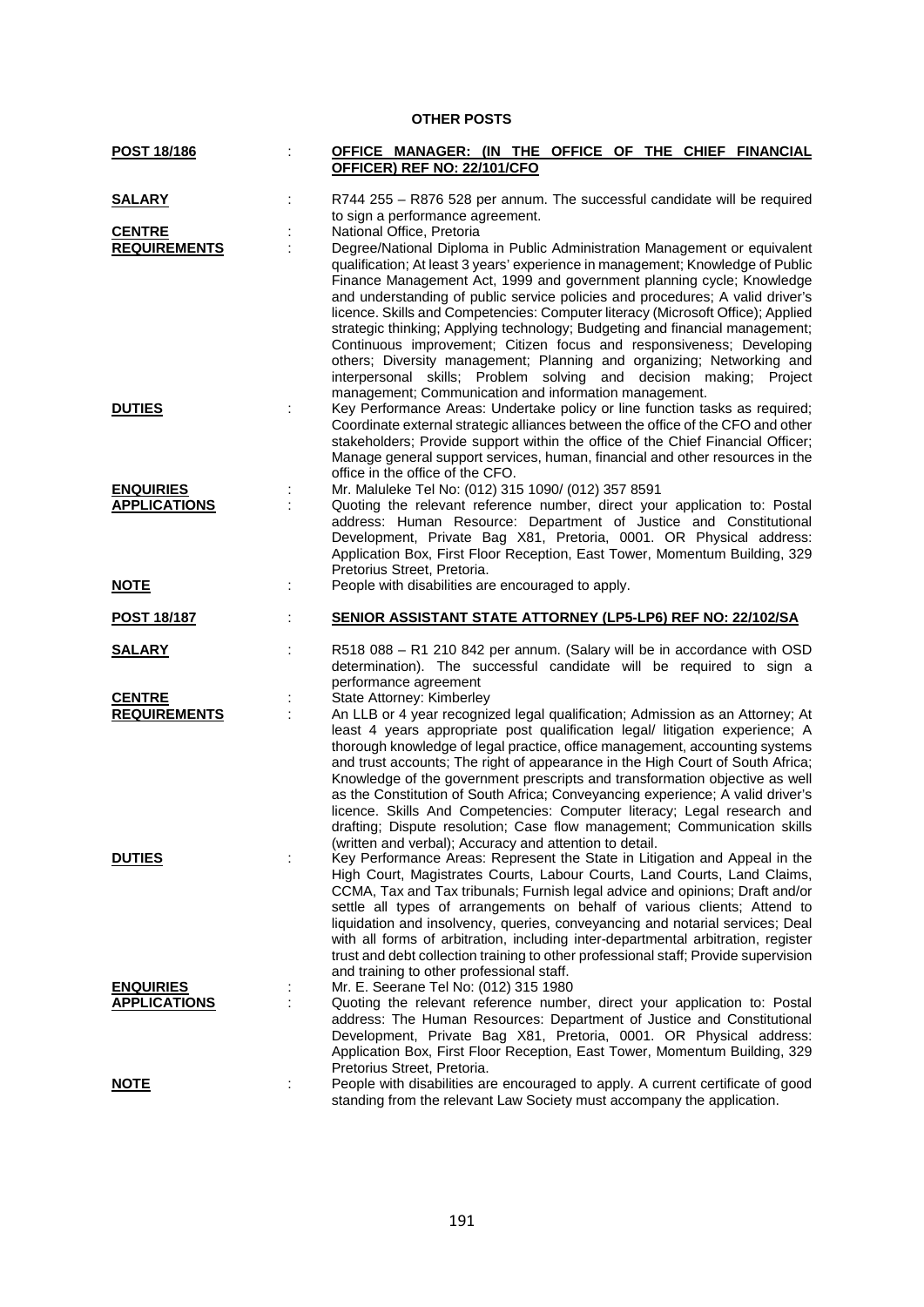## OTHER POSTS

**POST 18/186** : **OFFICE MANAGER: (IN THE OFFICE OF THE CHIEF FINANCIAL OFFICER) REF NO: 22/101/CFO**

**SALARY** : R744 255 – R876 528 per annum. The successful candidate will be required to sign a performance agreement.

**CENTRE** : National Office, Pretoria

**REQUIREMENTS** : Degree/National Diploma in Public Administration Management or equivalent qualification; At least 3 years' experience in management; Knowledge of Public Finance Management Act, 1999 and government planning cycle; Knowledge and understanding of public service policies and procedures; A valid driver's licence. Skills and Competencies: Computer literacy (Microsoft Office); Applied strategic thinking; Applying technology; Budgeting and financial management; Continuous improvement; Citizen focus and responsiveness; Developing others; Diversity management; Planning and organizing; Networking and interpersonal skills; Problem solving and decision making; Project management; Communication and information management.

**DUTIES** : Key Performance Areas: Undertake policy or line function tasks as required; Coordinate external strategic alliances between the office of the CFO and other stakeholders; Provide support within the office of the Chief Financial Officer; Manage general support services, human, financial and other resources in the office in the office of the CFO.

**ENQUIRIES** : Mr. Maluleke Tel No: (012) 315 1090/ (012) 357 8591

**APPLICATIONS** : Quoting the relevant reference number, direct your application to: Postal address: Human Resource: Department of Justice and Constitutional Development, Private Bag X81, Pretoria, 0001. OR Physical address: Application Box, First Floor Reception, East Tower, Momentum Building, 329 Pretorius Street, Pretoria.

**NOTE** : People with disabilities are encouraged to apply.

**POST 18/187** : **SENIOR ASSISTANT STATE ATTORNEY (LP5-LP6) REF NO: 22/102/SA**

**SALARY** : R518 088 – R1 210 842 per annum. (Salary will be in accordance with OSD determination). The successful candidate will be required to sign a performance agreement

**CENTRE** : State Attorney: Kimberley

**REQUIREMENTS** : An LLB or 4 year recognized legal qualification; Admission as an Attorney; At least 4 years appropriate post qualification legal/ litigation experience; A thorough knowledge of legal practice, office management, accounting systems and trust accounts; The right of appearance in the High Court of South Africa; Knowledge of the government prescripts and transformation objective as well as the Constitution of South Africa; Conveyancing experience; A valid driver's licence. Skills And Competencies: Computer literacy; Legal research and drafting; Dispute resolution; Case flow management; Communication skills (written and verbal); Accuracy and attention to detail.

**DUTIES** : Key Performance Areas: Represent the State in Litigation and Appeal in the High Court, Magistrates Courts, Labour Courts, Land Courts, Land Claims, CCMA, Tax and Tax tribunals; Furnish legal advice and opinions; Draft and/or settle all types of arrangements on behalf of various clients; Attend to liquidation and insolvency, queries, conveyancing and notarial services; Deal with all forms of arbitration, including inter-departmental arbitration, register trust and debt collection training to other professional staff; Provide supervision and training to other professional staff.

**ENQUIRIES** : Mr. E. Seerane Tel No: (012) 315 1980

**APPLICATIONS** : Quoting the relevant reference number, direct your application to: Postal address: The Human Resources: Department of Justice and Constitutional Development, Private Bag X81, Pretoria, 0001. OR Physical address: Application Box, First Floor Reception, East Tower, Momentum Building, 329 Pretorius Street, Pretoria.

**NOTE** : People with disabilities are encouraged to apply. A current certificate of good standing from the relevant Law Society must accompany the application.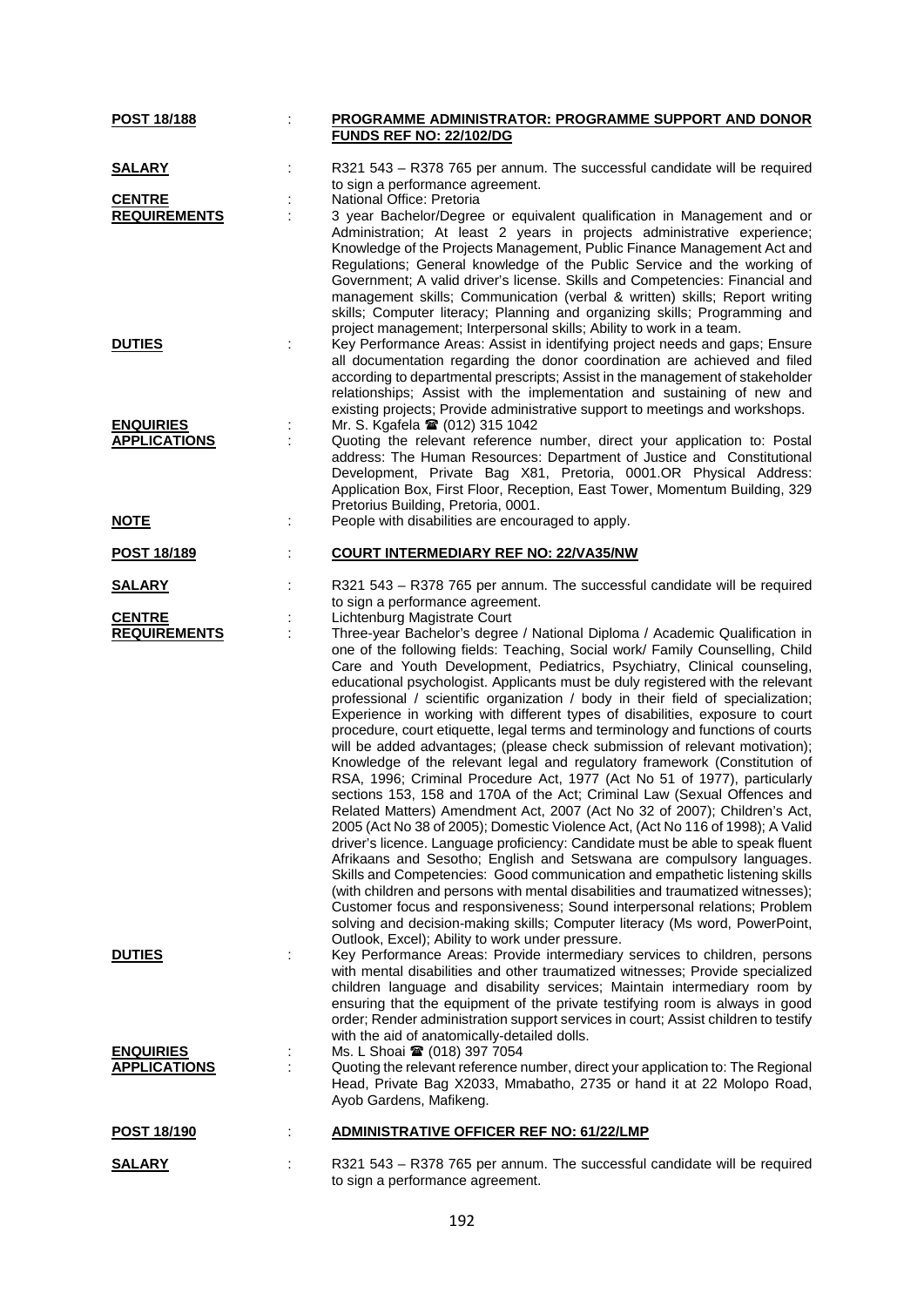**POST 18/188** : **PROGRAMME ADMINISTRATOR: PROGRAMME SUPPORT AND DONOR FUNDS REF NO: 22/102/DG**

**SALARY** : R321 543 – R378 765 per annum. The successful candidate will be required to sign a performance agreement.

**CENTRE** : National Office: Pretoria

**REQUIREMENTS** : 3 year Bachelor/Degree or equivalent qualification in Management and or Administration; At least 2 years in projects administrative experience; Knowledge of the Projects Management, Public Finance Management Act and Regulations; General knowledge of the Public Service and the working of Government; A valid driver's license. Skills and Competencies: Financial and management skills; Communication (verbal & written) skills; Report writing skills; Computer literacy; Planning and organizing skills; Programming and project management; Interpersonal skills; Ability to work in a team.

**DUTIES** : Key Performance Areas: Assist in identifying project needs and gaps; Ensure all documentation regarding the donor coordination are achieved and filed according to departmental prescripts; Assist in the management of stakeholder relationships; Assist with the implementation and sustaining of new and existing projects; Provide administrative support to meetings and workshops.

**ENQUIRIES** : Mr. S. Kgafela ☎ (012) 315 1042

**APPLICATIONS** : Quoting the relevant reference number, direct your application to: Postal address: The Human Resources: Department of Justice and Constitutional Development, Private Bag X81, Pretoria, 0001.OR Physical Address: Application Box, First Floor, Reception, East Tower, Momentum Building, 329 Pretorius Building, Pretoria, 0001.

**NOTE** : People with disabilities are encouraged to apply.

**POST 18/189** : **COURT INTERMEDIARY REF NO: 22/VA35/NW**

**SALARY** : R321 543 – R378 765 per annum. The successful candidate will be required to sign a performance agreement.

**CENTRE** : Lichtenburg Magistrate Court

**REQUIREMENTS** : Three-year Bachelor's degree / National Diploma / Academic Qualification in one of the following fields: Teaching, Social work/ Family Counselling, Child Care and Youth Development, Pediatrics, Psychiatry, Clinical counseling, educational psychologist. Applicants must be duly registered with the relevant professional / scientific organization / body in their field of specialization; Experience in working with different types of disabilities, exposure to court procedure, court etiquette, legal terms and terminology and functions of courts will be added advantages; (please check submission of relevant motivation); Knowledge of the relevant legal and regulatory framework (Constitution of RSA, 1996; Criminal Procedure Act, 1977 (Act No 51 of 1977), particularly sections 153, 158 and 170A of the Act; Criminal Law (Sexual Offences and Related Matters) Amendment Act, 2007 (Act No 32 of 2007); Children's Act, 2005 (Act No 38 of 2005); Domestic Violence Act, (Act No 116 of 1998); A Valid driver's licence. Language proficiency: Candidate must be able to speak fluent Afrikaans and Sesotho; English and Setswana are compulsory languages. Skills and Competencies: Good communication and empathetic listening skills (with children and persons with mental disabilities and traumatized witnesses); Customer focus and responsiveness; Sound interpersonal relations; Problem solving and decision-making skills; Computer literacy (Ms word, PowerPoint, Outlook, Excel); Ability to work under pressure.

**DUTIES** : Key Performance Areas: Provide intermediary services to children, persons with mental disabilities and other traumatized witnesses; Provide specialized children language and disability services; Maintain intermediary room by ensuring that the equipment of the private testifying room is always in good order; Render administration support services in court; Assist children to testify with the aid of anatomically-detailed dolls.

**ENQUIRIES** : Ms. L Shoai ☎ (018) 397 7054

**APPLICATIONS** : Quoting the relevant reference number, direct your application to: The Regional Head, Private Bag X2033, Mmabatho, 2735 or hand it at 22 Molopo Road, Ayob Gardens, Mafikeng.

**POST 18/190** : **ADMINISTRATIVE OFFICER REF NO: 61/22/LMP**

**SALARY** : R321 543 – R378 765 per annum. The successful candidate will be required to sign a performance agreement.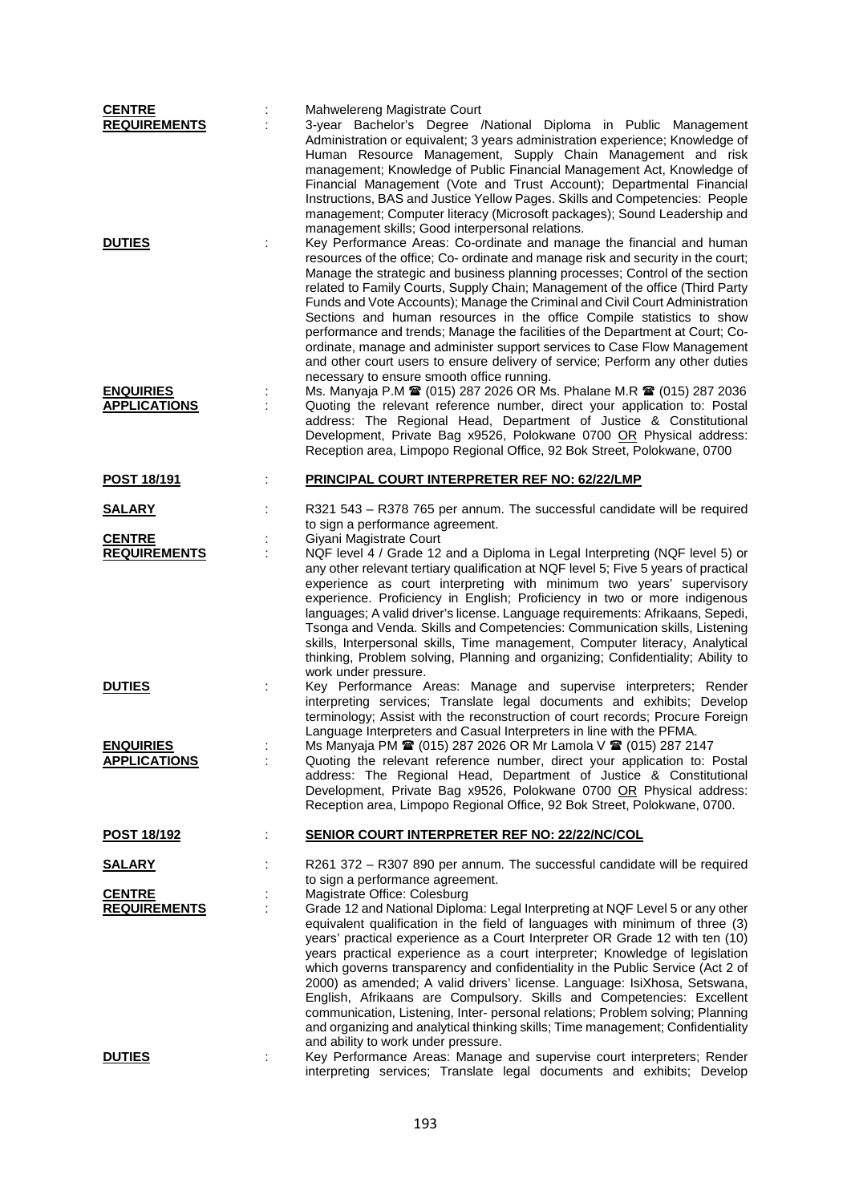**CENTRE** : Mahwelereng Magistrate Court

**REQUIREMENTS** : 3-year Bachelor's Degree /National Diploma in Public Management Administration or equivalent; 3 years administration experience; Knowledge of Human Resource Management, Supply Chain Management and risk management; Knowledge of Public Financial Management Act, Knowledge of Financial Management (Vote and Trust Account); Departmental Financial Instructions, BAS and Justice Yellow Pages. Skills and Competencies: People management; Computer literacy (Microsoft packages); Sound Leadership and management skills; Good interpersonal relations.

**DUTIES** : Key Performance Areas: Co-ordinate and manage the financial and human resources of the office; Co- ordinate and manage risk and security in the court; Manage the strategic and business planning processes; Control of the section related to Family Courts, Supply Chain; Management of the office (Third Party Funds and Vote Accounts); Manage the Criminal and Civil Court Administration Sections and human resources in the office Compile statistics to show performance and trends; Manage the facilities of the Department at Court; Co-ordinate, manage and administer support services to Case Flow Management and other court users to ensure delivery of service; Perform any other duties necessary to ensure smooth office running.

**ENQUIRIES** : Ms. Manyaja P.M ☎ (015) 287 2026 OR Ms. Phalane M.R ☎ (015) 287 2036

**APPLICATIONS** : Quoting the relevant reference number, direct your application to: Postal address: The Regional Head, Department of Justice & Constitutional Development, Private Bag x9526, Polokwane 0700 OR Physical address: Reception area, Limpopo Regional Office, 92 Bok Street, Polokwane, 0700

**POST 18/191** : **PRINCIPAL COURT INTERPRETER REF NO: 62/22/LMP**

**SALARY** : R321 543 – R378 765 per annum. The successful candidate will be required to sign a performance agreement.

**CENTRE** : Giyani Magistrate Court

**REQUIREMENTS** : NQF level 4 / Grade 12 and a Diploma in Legal Interpreting (NQF level 5) or any other relevant tertiary qualification at NQF level 5; Five 5 years of practical experience as court interpreting with minimum two years' supervisory experience. Proficiency in English; Proficiency in two or more indigenous languages; A valid driver's license. Language requirements: Afrikaans, Sepedi, Tsonga and Venda. Skills and Competencies: Communication skills, Listening skills, Interpersonal skills, Time management, Computer literacy, Analytical thinking, Problem solving, Planning and organizing; Confidentiality; Ability to work under pressure.

**DUTIES** : Key Performance Areas: Manage and supervise interpreters; Render interpreting services; Translate legal documents and exhibits; Develop terminology; Assist with the reconstruction of court records; Procure Foreign Language Interpreters and Casual Interpreters in line with the PFMA.

**ENQUIRIES** : Ms Manyaja PM ☎ (015) 287 2026 OR Mr Lamola V ☎ (015) 287 2147

**APPLICATIONS** : Quoting the relevant reference number, direct your application to: Postal address: The Regional Head, Department of Justice & Constitutional Development, Private Bag x9526, Polokwane 0700 OR Physical address: Reception area, Limpopo Regional Office, 92 Bok Street, Polokwane, 0700.

**POST 18/192** : **SENIOR COURT INTERPRETER REF NO: 22/22/NC/COL**

**SALARY** : R261 372 – R307 890 per annum. The successful candidate will be required to sign a performance agreement.

**CENTRE** : Magistrate Office: Colesburg

**REQUIREMENTS** : Grade 12 and National Diploma: Legal Interpreting at NQF Level 5 or any other equivalent qualification in the field of languages with minimum of three (3) years' practical experience as a Court Interpreter OR Grade 12 with ten (10) years practical experience as a court interpreter; Knowledge of legislation which governs transparency and confidentiality in the Public Service (Act 2 of 2000) as amended; A valid drivers' license. Language: IsiXhosa, Setswana, English, Afrikaans are Compulsory. Skills and Competencies: Excellent communication, Listening, Inter- personal relations; Problem solving; Planning and organizing and analytical thinking skills; Time management; Confidentiality and ability to work under pressure.

**DUTIES** : Key Performance Areas: Manage and supervise court interpreters; Render interpreting services; Translate legal documents and exhibits; Develop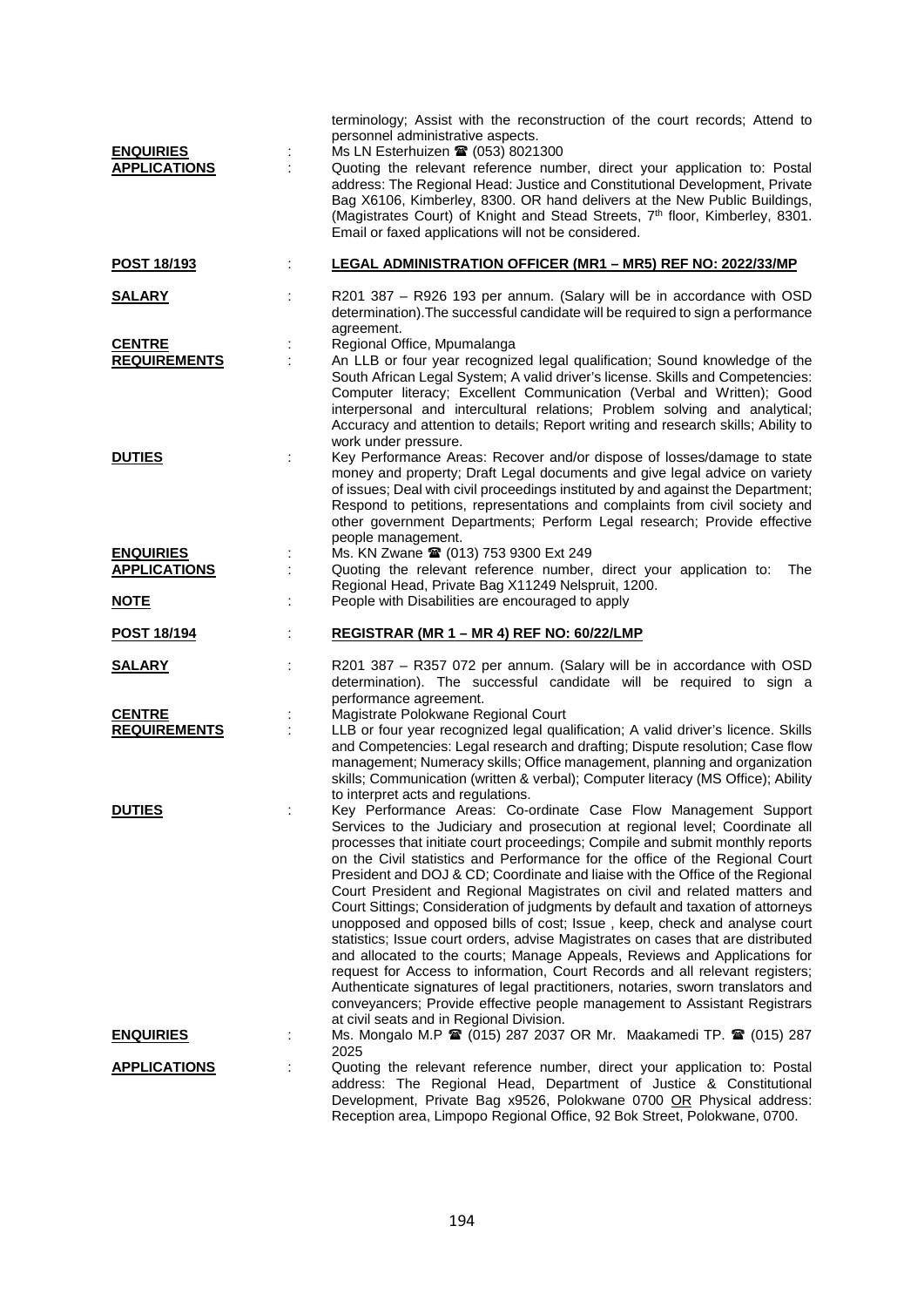terminology; Assist with the reconstruction of the court records; Attend to personnel administrative aspects.

**ENQUIRIES** : Ms LN Esterhuizen ☎ (053) 8021300

**APPLICATIONS** : Quoting the relevant reference number, direct your application to: Postal address: The Regional Head: Justice and Constitutional Development, Private Bag X6106, Kimberley, 8300. OR hand delivers at the New Public Buildings, (Magistrates Court) of Knight and Stead Streets, 7th floor, Kimberley, 8301. Email or faxed applications will not be considered.

**POST 18/193** : **LEGAL ADMINISTRATION OFFICER (MR1 – MR5) REF NO: 2022/33/MP**

**SALARY** : R201 387 – R926 193 per annum. (Salary will be in accordance with OSD determination).The successful candidate will be required to sign a performance agreement.

**CENTRE** : Regional Office, Mpumalanga

**REQUIREMENTS** : An LLB or four year recognized legal qualification; Sound knowledge of the South African Legal System; A valid driver's license. Skills and Competencies: Computer literacy; Excellent Communication (Verbal and Written); Good interpersonal and intercultural relations; Problem solving and analytical; Accuracy and attention to details; Report writing and research skills; Ability to work under pressure.

**DUTIES** : Key Performance Areas: Recover and/or dispose of losses/damage to state money and property; Draft Legal documents and give legal advice on variety of issues; Deal with civil proceedings instituted by and against the Department; Respond to petitions, representations and complaints from civil society and other government Departments; Perform Legal research; Provide effective people management.

**ENQUIRIES** : Ms. KN Zwane ☎ (013) 753 9300 Ext 249

**APPLICATIONS** : Quoting the relevant reference number, direct your application to: The Regional Head, Private Bag X11249 Nelspruit, 1200.

**NOTE** : People with Disabilities are encouraged to apply

**POST 18/194** : **REGISTRAR (MR 1 – MR 4) REF NO: 60/22/LMP**

**SALARY** : R201 387 – R357 072 per annum. (Salary will be in accordance with OSD determination). The successful candidate will be required to sign a performance agreement.

**CENTRE** : Magistrate Polokwane Regional Court

**REQUIREMENTS** : LLB or four year recognized legal qualification; A valid driver's licence. Skills and Competencies: Legal research and drafting; Dispute resolution; Case flow management; Numeracy skills; Office management, planning and organization skills; Communication (written & verbal); Computer literacy (MS Office); Ability to interpret acts and regulations.

**DUTIES** : Key Performance Areas: Co-ordinate Case Flow Management Support Services to the Judiciary and prosecution at regional level; Coordinate all processes that initiate court proceedings; Compile and submit monthly reports on the Civil statistics and Performance for the office of the Regional Court President and DOJ & CD; Coordinate and liaise with the Office of the Regional Court President and Regional Magistrates on civil and related matters and Court Sittings; Consideration of judgments by default and taxation of attorneys unopposed and opposed bills of cost; Issue , keep, check and analyse court statistics; Issue court orders, advise Magistrates on cases that are distributed and allocated to the courts; Manage Appeals, Reviews and Applications for request for Access to information, Court Records and all relevant registers; Authenticate signatures of legal practitioners, notaries, sworn translators and conveyancers; Provide effective people management to Assistant Registrars at civil seats and in Regional Division.

**ENQUIRIES** : Ms. Mongalo M.P ☎ (015) 287 2037 OR Mr. Maakamedi TP. ☎ (015) 287 2025

**APPLICATIONS** : Quoting the relevant reference number, direct your application to: Postal address: The Regional Head, Department of Justice & Constitutional Development, Private Bag x9526, Polokwane 0700 OR Physical address: Reception area, Limpopo Regional Office, 92 Bok Street, Polokwane, 0700.